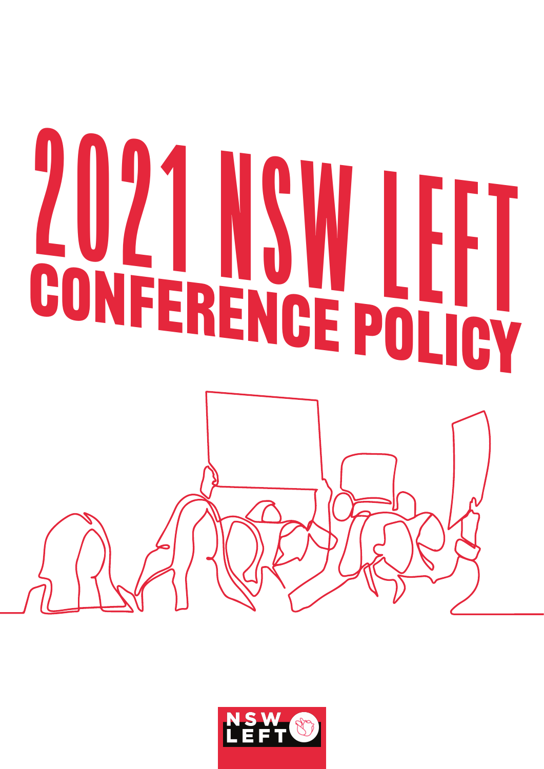# 2021 NSW LEFT CONFERENCE POLICY

NSW LEFT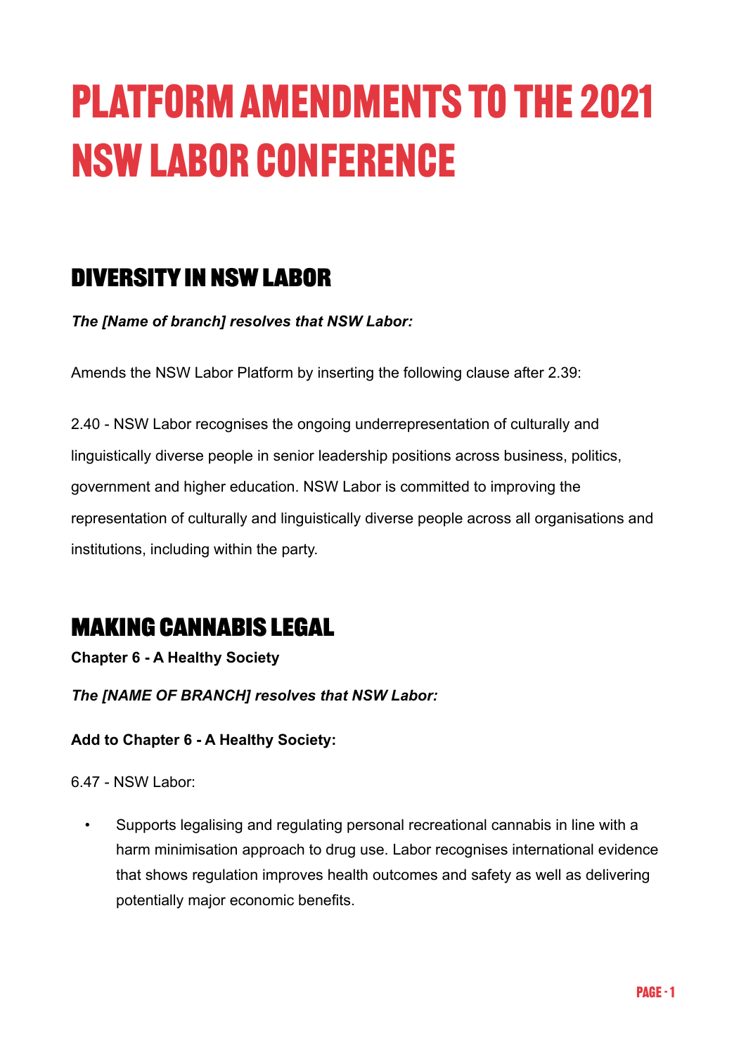# PLATFORM AMENDMENTS TO THE 2021 NSW LABOR CONFERENCE

## DIVERSITY IN NSW LABOR

***The [Name of branch] resolves that NSW Labor:***

Amends the NSW Labor Platform by inserting the following clause after 2.39:

2.40 - NSW Labor recognises the ongoing underrepresentation of culturally and linguistically diverse people in senior leadership positions across business, politics, government and higher education. NSW Labor is committed to improving the representation of culturally and linguistically diverse people across all organisations and institutions, including within the party.

## MAKING CANNABIS LEGAL

**Chapter 6 - A Healthy Society**

***The [NAME OF BRANCH] resolves that NSW Labor:***

**Add to Chapter 6 - A Healthy Society:**

6.47 - NSW Labor:

- Supports legalising and regulating personal recreational cannabis in line with a harm minimisation approach to drug use. Labor recognises international evidence that shows regulation improves health outcomes and safety as well as delivering potentially major economic benefits.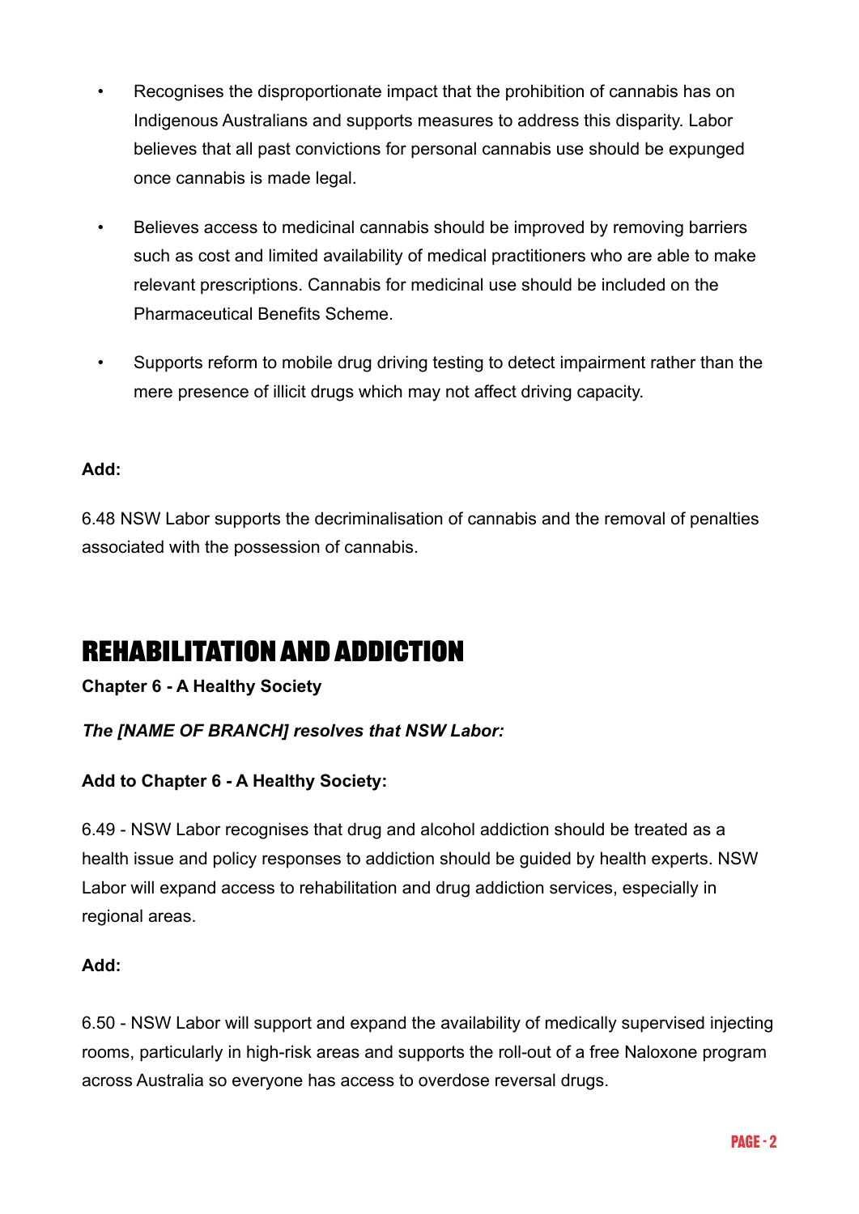- Recognises the disproportionate impact that the prohibition of cannabis has on Indigenous Australians and supports measures to address this disparity. Labor believes that all past convictions for personal cannabis use should be expunged once cannabis is made legal.

- Believes access to medicinal cannabis should be improved by removing barriers such as cost and limited availability of medical practitioners who are able to make relevant prescriptions. Cannabis for medicinal use should be included on the Pharmaceutical Benefits Scheme.

- Supports reform to mobile drug driving testing to detect impairment rather than the mere presence of illicit drugs which may not affect driving capacity.

**Add:**

6.48 NSW Labor supports the decriminalisation of cannabis and the removal of penalties associated with the possession of cannabis.

# REHABILITATION AND ADDICTION

**Chapter 6 - A Healthy Society**

***The [NAME OF BRANCH] resolves that NSW Labor:***

**Add to Chapter 6 - A Healthy Society:**

6.49 - NSW Labor recognises that drug and alcohol addiction should be treated as a health issue and policy responses to addiction should be guided by health experts. NSW Labor will expand access to rehabilitation and drug addiction services, especially in regional areas.

**Add:**

6.50 - NSW Labor will support and expand the availability of medically supervised injecting rooms, particularly in high-risk areas and supports the roll-out of a free Naloxone program across Australia so everyone has access to overdose reversal drugs.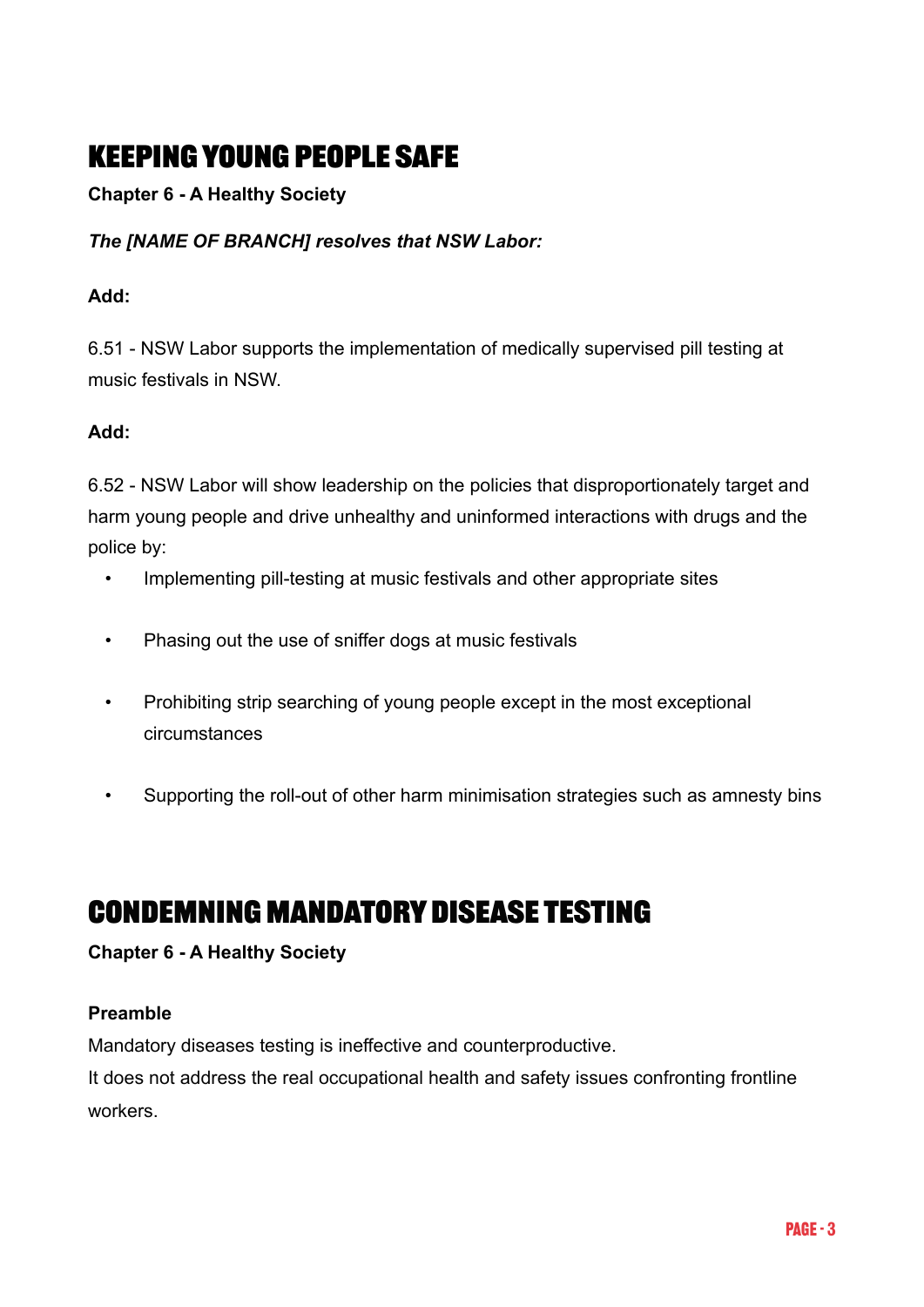# KEEPING YOUNG PEOPLE SAFE

**Chapter 6 - A Healthy Society**

***The [NAME OF BRANCH] resolves that NSW Labor:***

**Add:**

6.51 - NSW Labor supports the implementation of medically supervised pill testing at music festivals in NSW.

**Add:**

6.52 - NSW Labor will show leadership on the policies that disproportionately target and harm young people and drive unhealthy and uninformed interactions with drugs and the police by:

- Implementing pill-testing at music festivals and other appropriate sites
- Phasing out the use of sniffer dogs at music festivals
- Prohibiting strip searching of young people except in the most exceptional circumstances
- Supporting the roll-out of other harm minimisation strategies such as amnesty bins

# CONDEMNING MANDATORY DISEASE TESTING

**Chapter 6 - A Healthy Society**

**Preamble**

Mandatory diseases testing is ineffective and counterproductive.
It does not address the real occupational health and safety issues confronting frontline workers.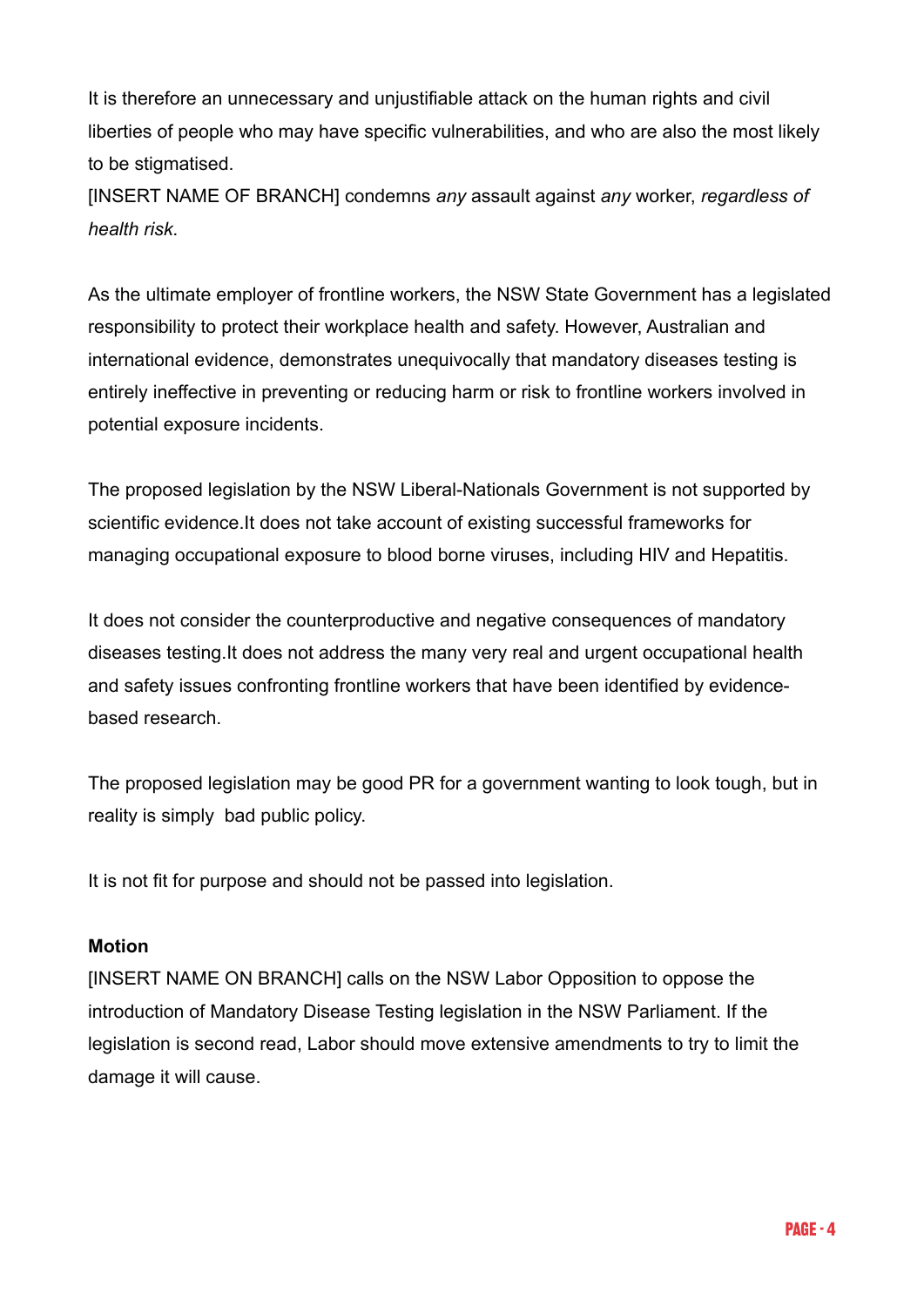It is therefore an unnecessary and unjustifiable attack on the human rights and civil liberties of people who may have specific vulnerabilities, and who are also the most likely to be stigmatised.

[INSERT NAME OF BRANCH] condemns *any* assault against *any* worker, *regardless of health risk*.

As the ultimate employer of frontline workers, the NSW State Government has a legislated responsibility to protect their workplace health and safety. However, Australian and international evidence, demonstrates unequivocally that mandatory diseases testing is entirely ineffective in preventing or reducing harm or risk to frontline workers involved in potential exposure incidents.

The proposed legislation by the NSW Liberal-Nationals Government is not supported by scientific evidence.It does not take account of existing successful frameworks for managing occupational exposure to blood borne viruses, including HIV and Hepatitis.

It does not consider the counterproductive and negative consequences of mandatory diseases testing.It does not address the many very real and urgent occupational health and safety issues confronting frontline workers that have been identified by evidence-based research.

The proposed legislation may be good PR for a government wanting to look tough, but in reality is simply bad public policy.

It is not fit for purpose and should not be passed into legislation.

**Motion**

[INSERT NAME ON BRANCH] calls on the NSW Labor Opposition to oppose the introduction of Mandatory Disease Testing legislation in the NSW Parliament. If the legislation is second read, Labor should move extensive amendments to try to limit the damage it will cause.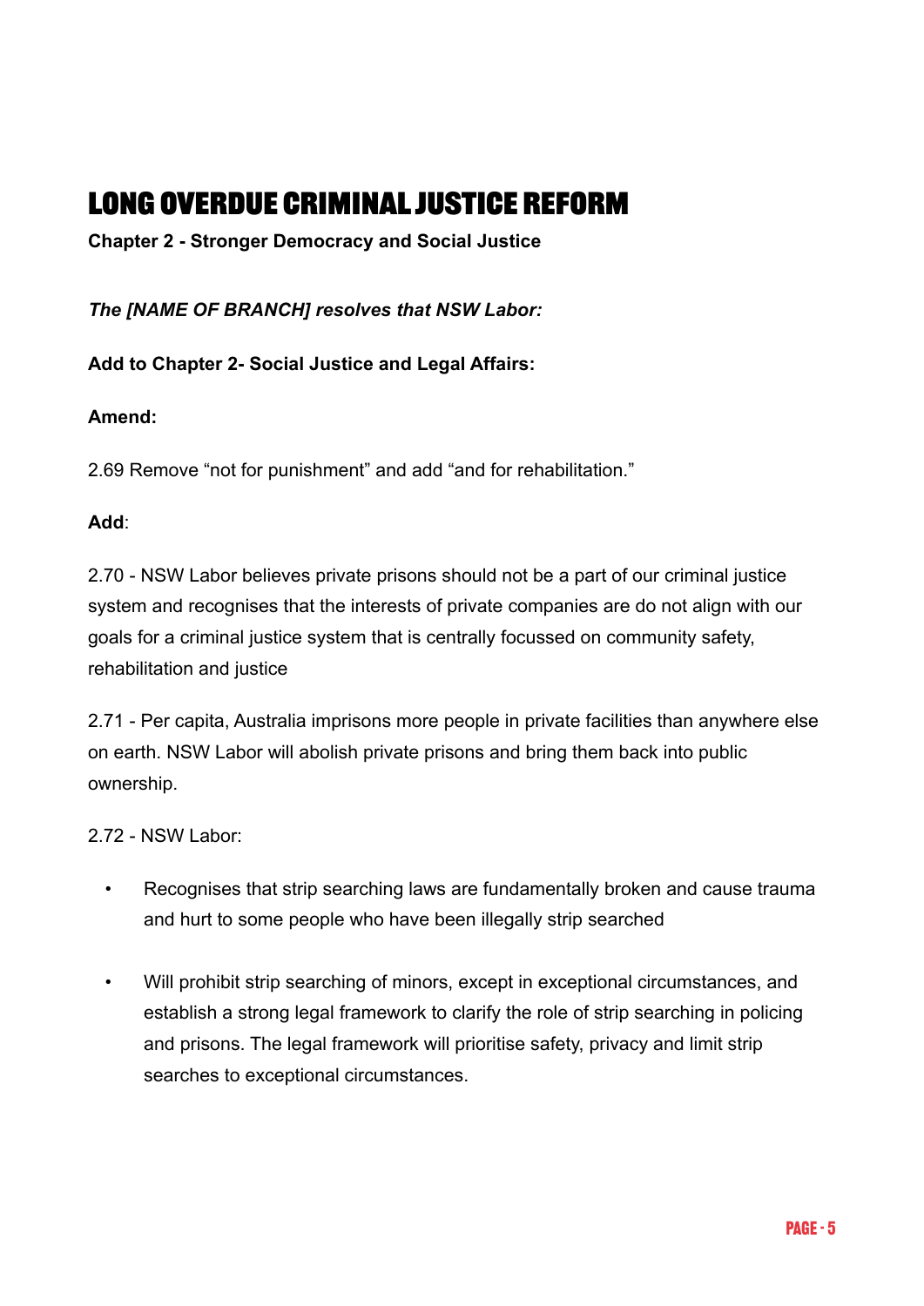# LONG OVERDUE CRIMINAL JUSTICE REFORM

**Chapter 2 - Stronger Democracy and Social Justice**

***The [NAME OF BRANCH] resolves that NSW Labor:***

**Add to Chapter 2- Social Justice and Legal Affairs:**

**Amend:**

2.69 Remove "not for punishment" and add "and for rehabilitation."

**Add**:

2.70 - NSW Labor believes private prisons should not be a part of our criminal justice system and recognises that the interests of private companies are do not align with our goals for a criminal justice system that is centrally focussed on community safety, rehabilitation and justice

2.71 - Per capita, Australia imprisons more people in private facilities than anywhere else on earth. NSW Labor will abolish private prisons and bring them back into public ownership.

2.72 - NSW Labor:

- Recognises that strip searching laws are fundamentally broken and cause trauma and hurt to some people who have been illegally strip searched
- Will prohibit strip searching of minors, except in exceptional circumstances, and establish a strong legal framework to clarify the role of strip searching in policing and prisons. The legal framework will prioritise safety, privacy and limit strip searches to exceptional circumstances.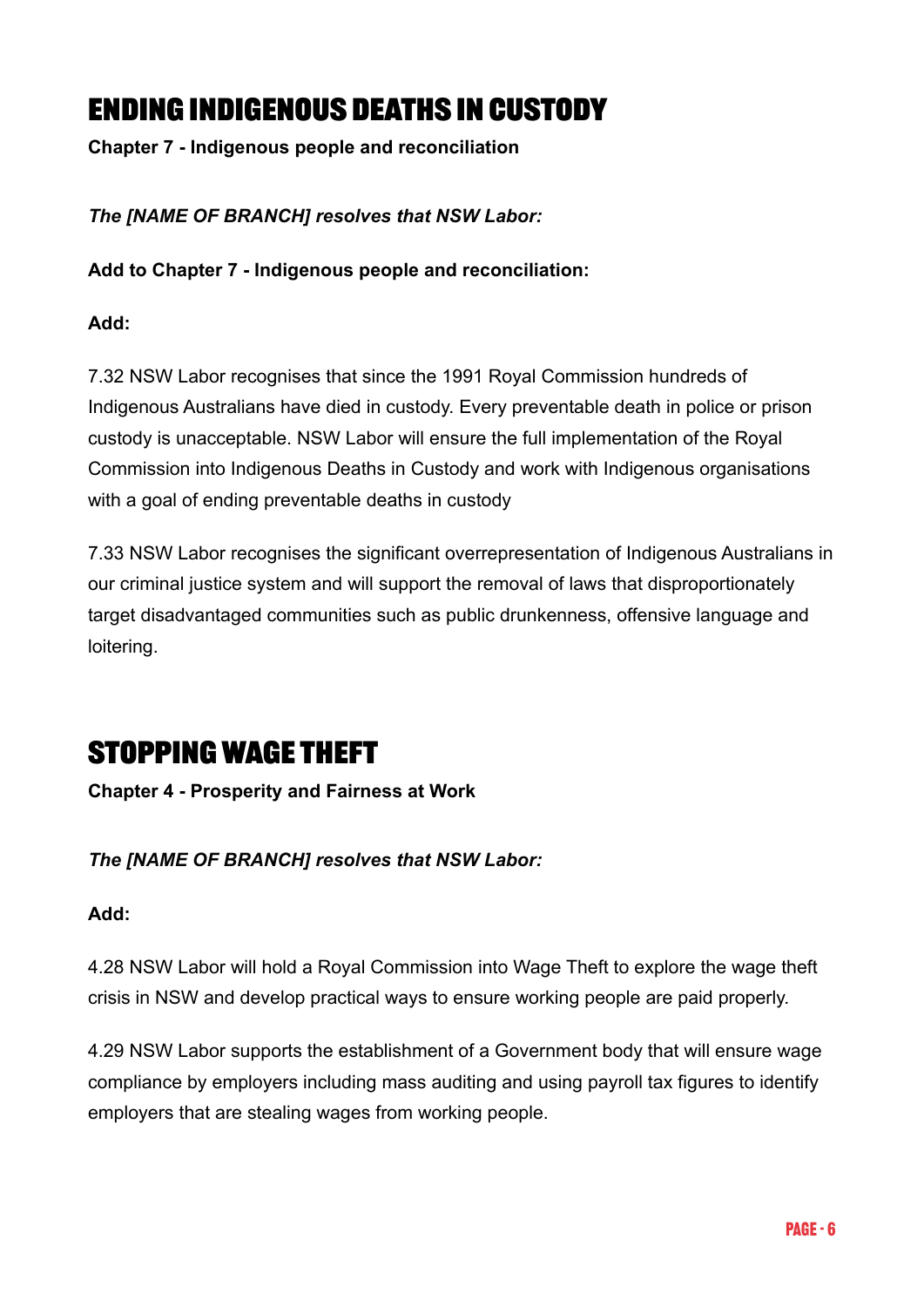# ENDING INDIGENOUS DEATHS IN CUSTODY

**Chapter 7 - Indigenous people and reconciliation**

***The [NAME OF BRANCH] resolves that NSW Labor:***

**Add to Chapter 7 - Indigenous people and reconciliation:**

**Add:**

7.32 NSW Labor recognises that since the 1991 Royal Commission hundreds of Indigenous Australians have died in custody. Every preventable death in police or prison custody is unacceptable. NSW Labor will ensure the full implementation of the Royal Commission into Indigenous Deaths in Custody and work with Indigenous organisations with a goal of ending preventable deaths in custody

7.33 NSW Labor recognises the significant overrepresentation of Indigenous Australians in our criminal justice system and will support the removal of laws that disproportionately target disadvantaged communities such as public drunkenness, offensive language and loitering.

# STOPPING WAGE THEFT

**Chapter 4 - Prosperity and Fairness at Work**

***The [NAME OF BRANCH] resolves that NSW Labor:***

**Add:**

4.28 NSW Labor will hold a Royal Commission into Wage Theft to explore the wage theft crisis in NSW and develop practical ways to ensure working people are paid properly.

4.29 NSW Labor supports the establishment of a Government body that will ensure wage compliance by employers including mass auditing and using payroll tax figures to identify employers that are stealing wages from working people.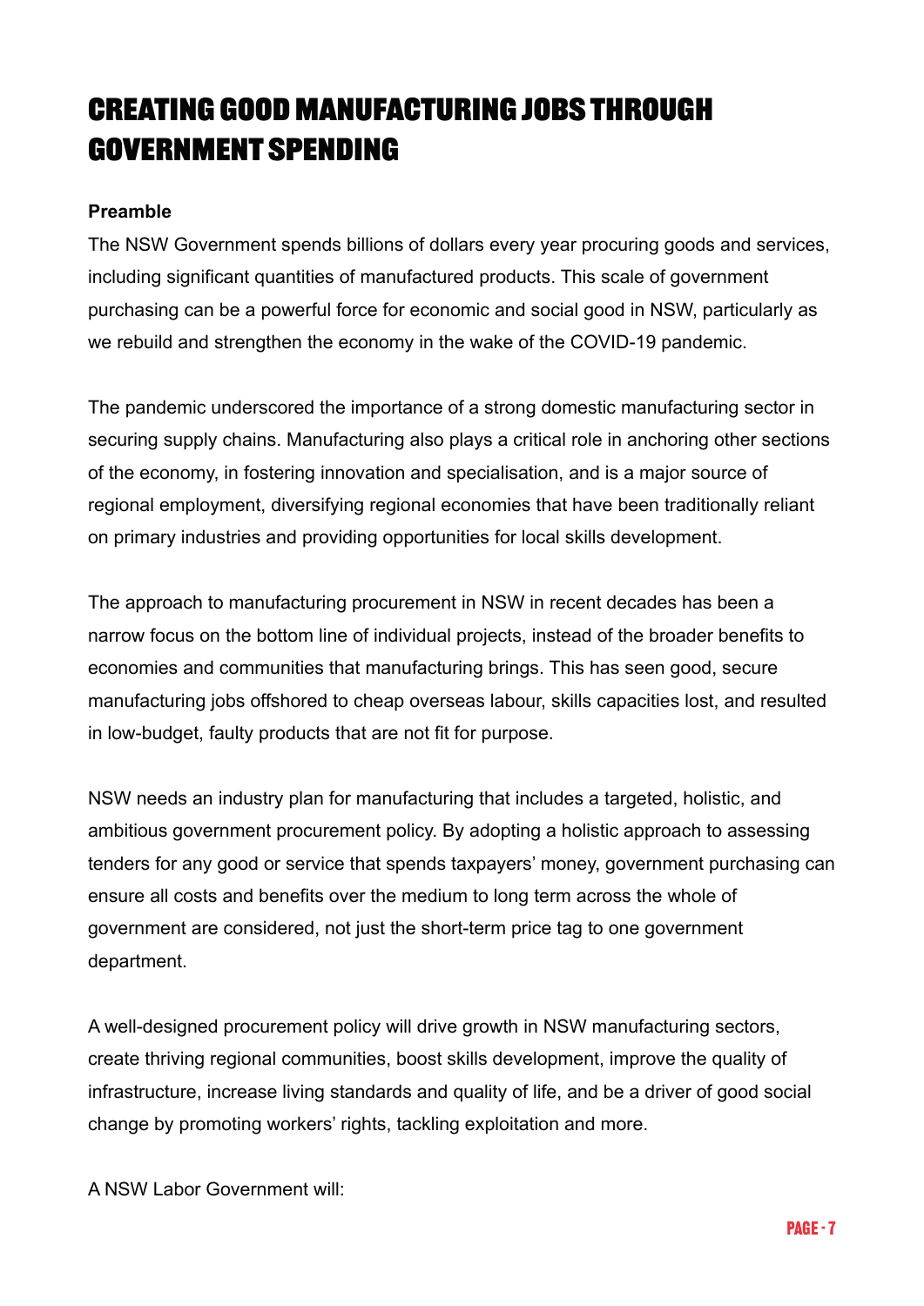# CREATING GOOD MANUFACTURING JOBS THROUGH GOVERNMENT SPENDING

**Preamble**

The NSW Government spends billions of dollars every year procuring goods and services, including significant quantities of manufactured products. This scale of government purchasing can be a powerful force for economic and social good in NSW, particularly as we rebuild and strengthen the economy in the wake of the COVID-19 pandemic.

The pandemic underscored the importance of a strong domestic manufacturing sector in securing supply chains. Manufacturing also plays a critical role in anchoring other sections of the economy, in fostering innovation and specialisation, and is a major source of regional employment, diversifying regional economies that have been traditionally reliant on primary industries and providing opportunities for local skills development.

The approach to manufacturing procurement in NSW in recent decades has been a narrow focus on the bottom line of individual projects, instead of the broader benefits to economies and communities that manufacturing brings. This has seen good, secure manufacturing jobs offshored to cheap overseas labour, skills capacities lost, and resulted in low-budget, faulty products that are not fit for purpose.

NSW needs an industry plan for manufacturing that includes a targeted, holistic, and ambitious government procurement policy. By adopting a holistic approach to assessing tenders for any good or service that spends taxpayers' money, government purchasing can ensure all costs and benefits over the medium to long term across the whole of government are considered, not just the short-term price tag to one government department.

A well-designed procurement policy will drive growth in NSW manufacturing sectors, create thriving regional communities, boost skills development, improve the quality of infrastructure, increase living standards and quality of life, and be a driver of good social change by promoting workers' rights, tackling exploitation and more.

A NSW Labor Government will: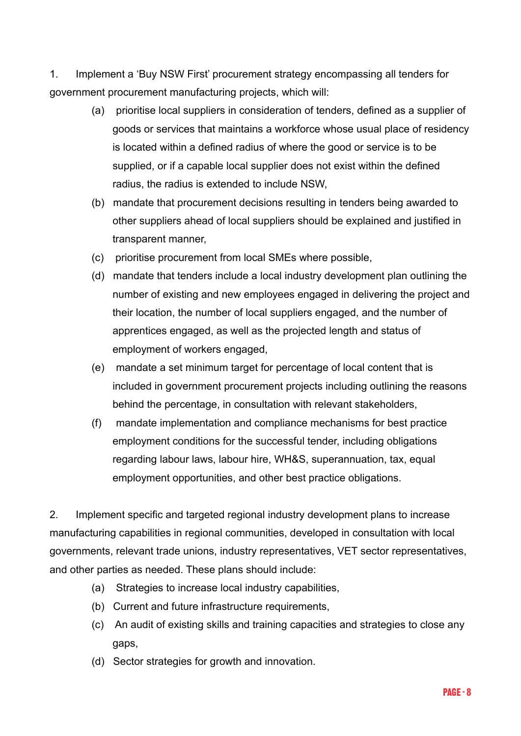1. Implement a 'Buy NSW First' procurement strategy encompassing all tenders for government procurement manufacturing projects, which will:

   (a) prioritise local suppliers in consideration of tenders, defined as a supplier of goods or services that maintains a workforce whose usual place of residency is located within a defined radius of where the good or service is to be supplied, or if a capable local supplier does not exist within the defined radius, the radius is extended to include NSW,

   (b) mandate that procurement decisions resulting in tenders being awarded to other suppliers ahead of local suppliers should be explained and justified in transparent manner,

   (c) prioritise procurement from local SMEs where possible,

   (d) mandate that tenders include a local industry development plan outlining the number of existing and new employees engaged in delivering the project and their location, the number of local suppliers engaged, and the number of apprentices engaged, as well as the projected length and status of employment of workers engaged,

   (e) mandate a set minimum target for percentage of local content that is included in government procurement projects including outlining the reasons behind the percentage, in consultation with relevant stakeholders,

   (f) mandate implementation and compliance mechanisms for best practice employment conditions for the successful tender, including obligations regarding labour laws, labour hire, WH&S, superannuation, tax, equal employment opportunities, and other best practice obligations.

2. Implement specific and targeted regional industry development plans to increase manufacturing capabilities in regional communities, developed in consultation with local governments, relevant trade unions, industry representatives, VET sector representatives, and other parties as needed. These plans should include:

   (a) Strategies to increase local industry capabilities,

   (b) Current and future infrastructure requirements,

   (c) An audit of existing skills and training capacities and strategies to close any gaps,

   (d) Sector strategies for growth and innovation.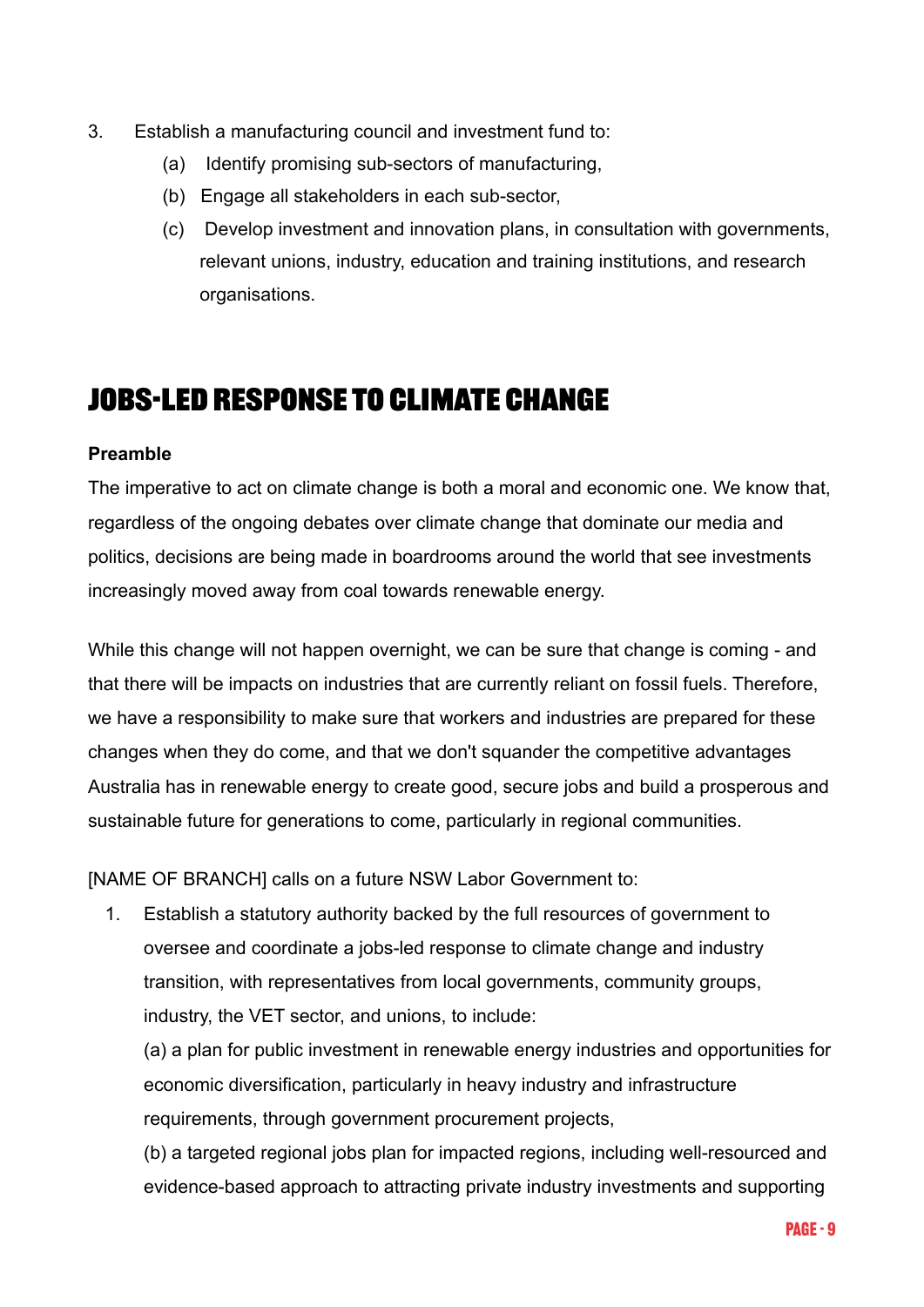3. Establish a manufacturing council and investment fund to:
   (a) Identify promising sub-sectors of manufacturing,
   (b) Engage all stakeholders in each sub-sector,
   (c) Develop investment and innovation plans, in consultation with governments, relevant unions, industry, education and training institutions, and research organisations.

## JOBS-LED RESPONSE TO CLIMATE CHANGE

**Preamble**

The imperative to act on climate change is both a moral and economic one. We know that, regardless of the ongoing debates over climate change that dominate our media and politics, decisions are being made in boardrooms around the world that see investments increasingly moved away from coal towards renewable energy.

While this change will not happen overnight, we can be sure that change is coming - and that there will be impacts on industries that are currently reliant on fossil fuels. Therefore, we have a responsibility to make sure that workers and industries are prepared for these changes when they do come, and that we don't squander the competitive advantages Australia has in renewable energy to create good, secure jobs and build a prosperous and sustainable future for generations to come, particularly in regional communities.

[NAME OF BRANCH] calls on a future NSW Labor Government to:

1. Establish a statutory authority backed by the full resources of government to oversee and coordinate a jobs-led response to climate change and industry transition, with representatives from local governments, community groups, industry, the VET sector, and unions, to include:

   (a) a plan for public investment in renewable energy industries and opportunities for economic diversification, particularly in heavy industry and infrastructure requirements, through government procurement projects,

   (b) a targeted regional jobs plan for impacted regions, including well-resourced and evidence-based approach to attracting private industry investments and supporting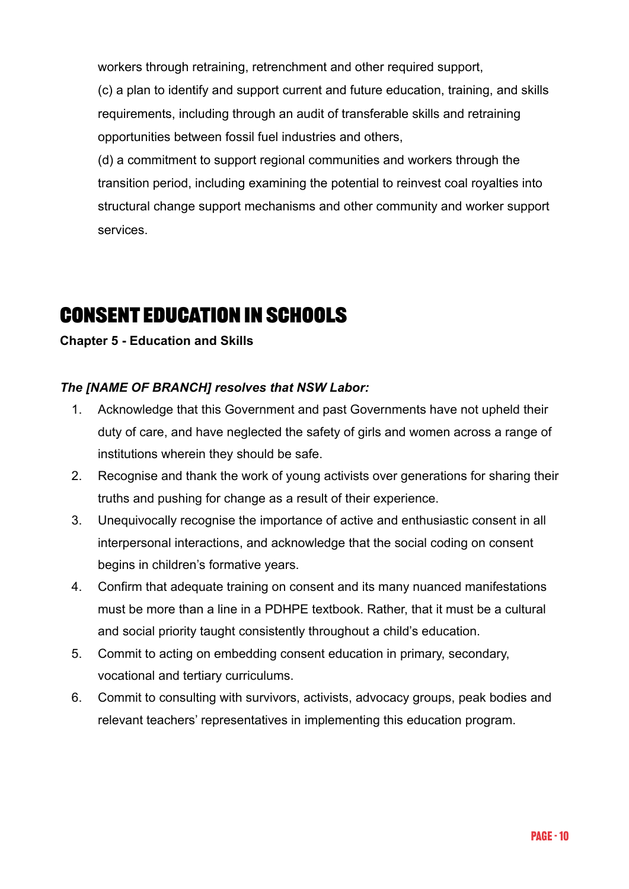workers through retraining, retrenchment and other required support,

(c) a plan to identify and support current and future education, training, and skills requirements, including through an audit of transferable skills and retraining opportunities between fossil fuel industries and others,

(d) a commitment to support regional communities and workers through the transition period, including examining the potential to reinvest coal royalties into structural change support mechanisms and other community and worker support services.

## CONSENT EDUCATION IN SCHOOLS

**Chapter 5 - Education and Skills**

***The [NAME OF BRANCH] resolves that NSW Labor:***

1. Acknowledge that this Government and past Governments have not upheld their duty of care, and have neglected the safety of girls and women across a range of institutions wherein they should be safe.
2. Recognise and thank the work of young activists over generations for sharing their truths and pushing for change as a result of their experience.
3. Unequivocally recognise the importance of active and enthusiastic consent in all interpersonal interactions, and acknowledge that the social coding on consent begins in children's formative years.
4. Confirm that adequate training on consent and its many nuanced manifestations must be more than a line in a PDHPE textbook. Rather, that it must be a cultural and social priority taught consistently throughout a child's education.
5. Commit to acting on embedding consent education in primary, secondary, vocational and tertiary curriculums.
6. Commit to consulting with survivors, activists, advocacy groups, peak bodies and relevant teachers' representatives in implementing this education program.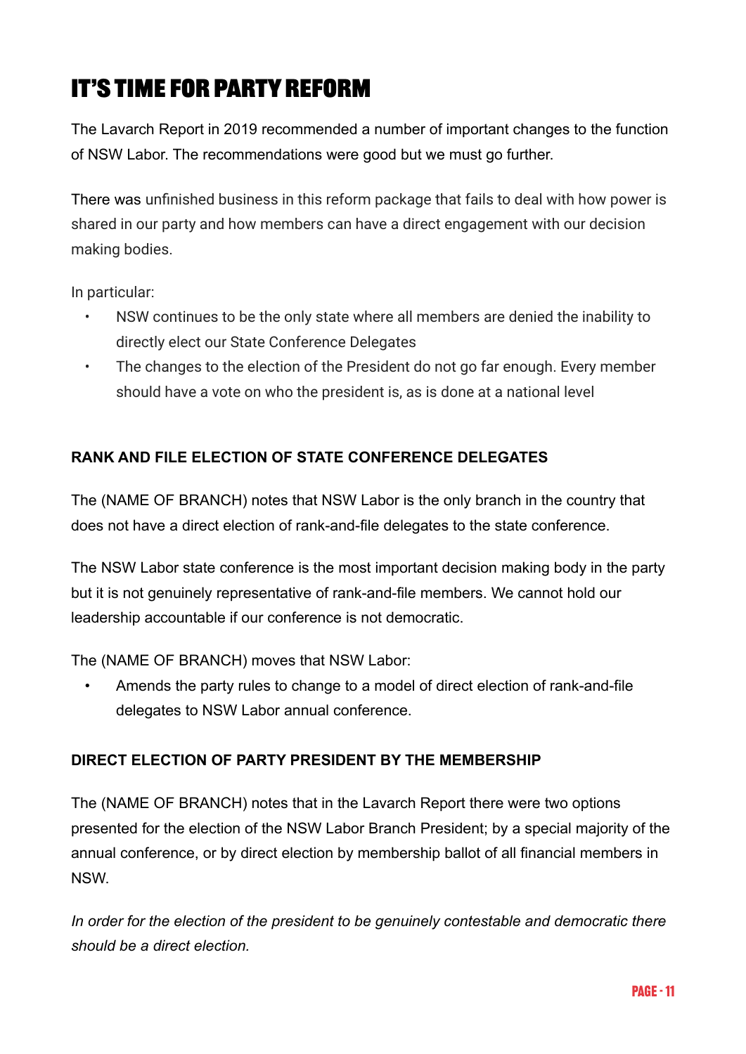# IT'S TIME FOR PARTY REFORM

The Lavarch Report in 2019 recommended a number of important changes to the function of NSW Labor. The recommendations were good but we must go further.

There was unfinished business in this reform package that fails to deal with how power is shared in our party and how members can have a direct engagement with our decision making bodies.

In particular:

- NSW continues to be the only state where all members are denied the inability to directly elect our State Conference Delegates
- The changes to the election of the President do not go far enough. Every member should have a vote on who the president is, as is done at a national level

### RANK AND FILE ELECTION OF STATE CONFERENCE DELEGATES

The (NAME OF BRANCH) notes that NSW Labor is the only branch in the country that does not have a direct election of rank-and-file delegates to the state conference.

The NSW Labor state conference is the most important decision making body in the party but it is not genuinely representative of rank-and-file members. We cannot hold our leadership accountable if our conference is not democratic.

The (NAME OF BRANCH) moves that NSW Labor:

- Amends the party rules to change to a model of direct election of rank-and-file delegates to NSW Labor annual conference.

### DIRECT ELECTION OF PARTY PRESIDENT BY THE MEMBERSHIP

The (NAME OF BRANCH) notes that in the Lavarch Report there were two options presented for the election of the NSW Labor Branch President; by a special majority of the annual conference, or by direct election by membership ballot of all financial members in NSW.

*In order for the election of the president to be genuinely contestable and democratic there should be a direct election.*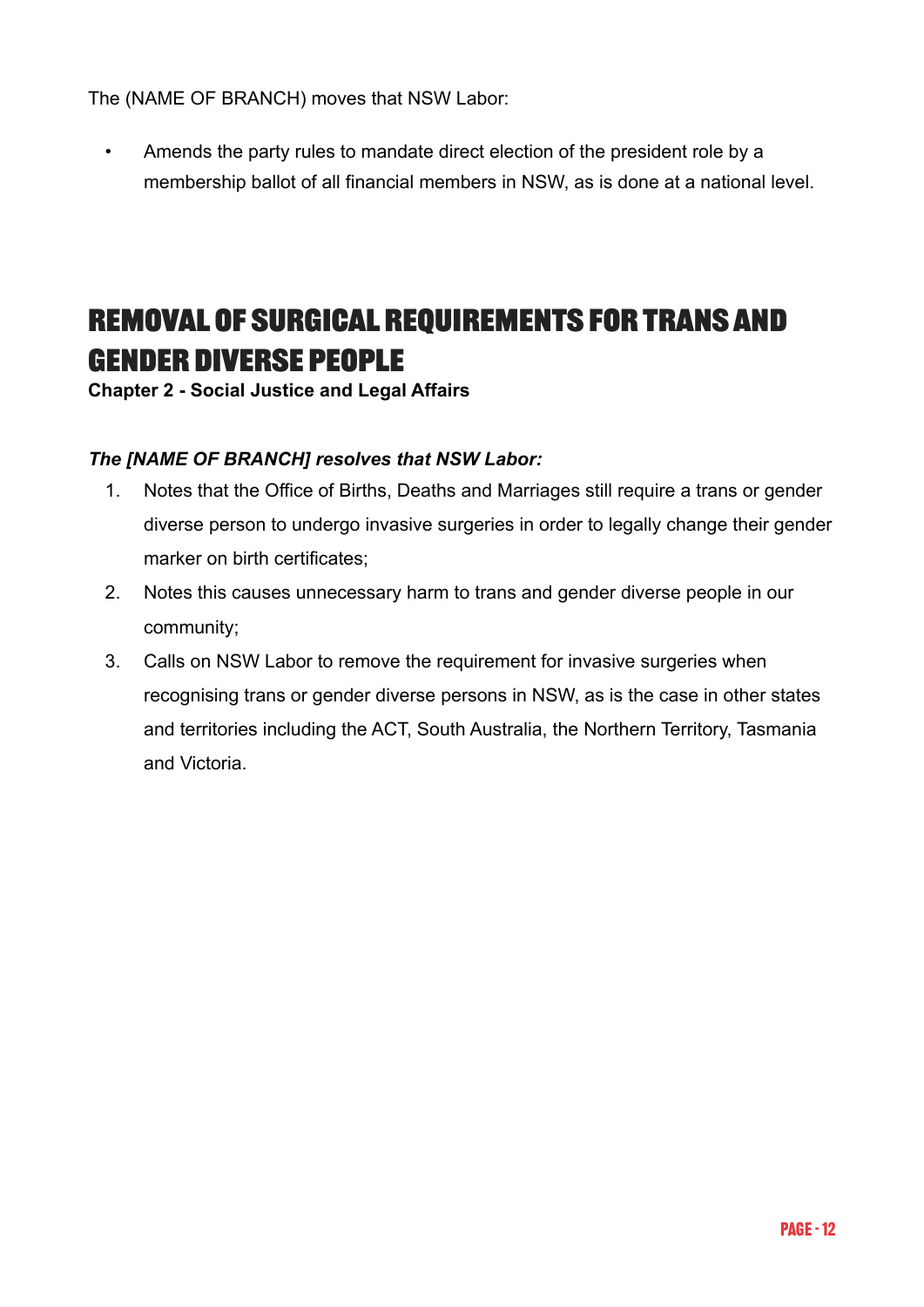The (NAME OF BRANCH) moves that NSW Labor:

- Amends the party rules to mandate direct election of the president role by a membership ballot of all financial members in NSW, as is done at a national level.

# REMOVAL OF SURGICAL REQUIREMENTS FOR TRANS AND GENDER DIVERSE PEOPLE

**Chapter 2 - Social Justice and Legal Affairs**

***The [NAME OF BRANCH] resolves that NSW Labor:***

1. Notes that the Office of Births, Deaths and Marriages still require a trans or gender diverse person to undergo invasive surgeries in order to legally change their gender marker on birth certificates;
2. Notes this causes unnecessary harm to trans and gender diverse people in our community;
3. Calls on NSW Labor to remove the requirement for invasive surgeries when recognising trans or gender diverse persons in NSW, as is the case in other states and territories including the ACT, South Australia, the Northern Territory, Tasmania and Victoria.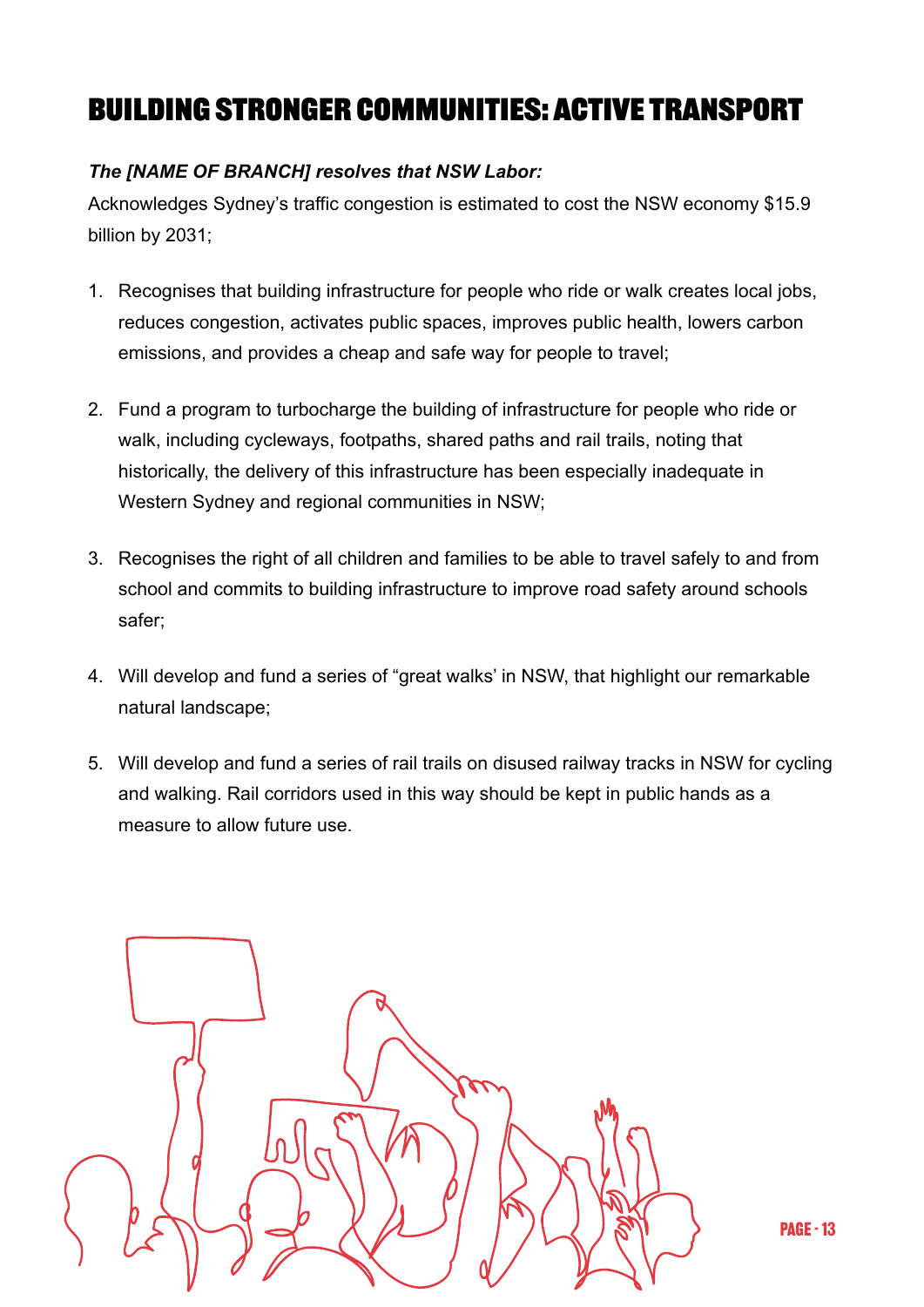# BUILDING STRONGER COMMUNITIES: ACTIVE TRANSPORT

***The [NAME OF BRANCH] resolves that NSW Labor:***

Acknowledges Sydney's traffic congestion is estimated to cost the NSW economy $15.9 billion by 2031;

1. Recognises that building infrastructure for people who ride or walk creates local jobs, reduces congestion, activates public spaces, improves public health, lowers carbon emissions, and provides a cheap and safe way for people to travel;

2. Fund a program to turbocharge the building of infrastructure for people who ride or walk, including cycleways, footpaths, shared paths and rail trails, noting that historically, the delivery of this infrastructure has been especially inadequate in Western Sydney and regional communities in NSW;

3. Recognises the right of all children and families to be able to travel safely to and from school and commits to building infrastructure to improve road safety around schools safer;

4. Will develop and fund a series of "great walks' in NSW, that highlight our remarkable natural landscape;

5. Will develop and fund a series of rail trails on disused railway tracks in NSW for cycling and walking. Rail corridors used in this way should be kept in public hands as a measure to allow future use.